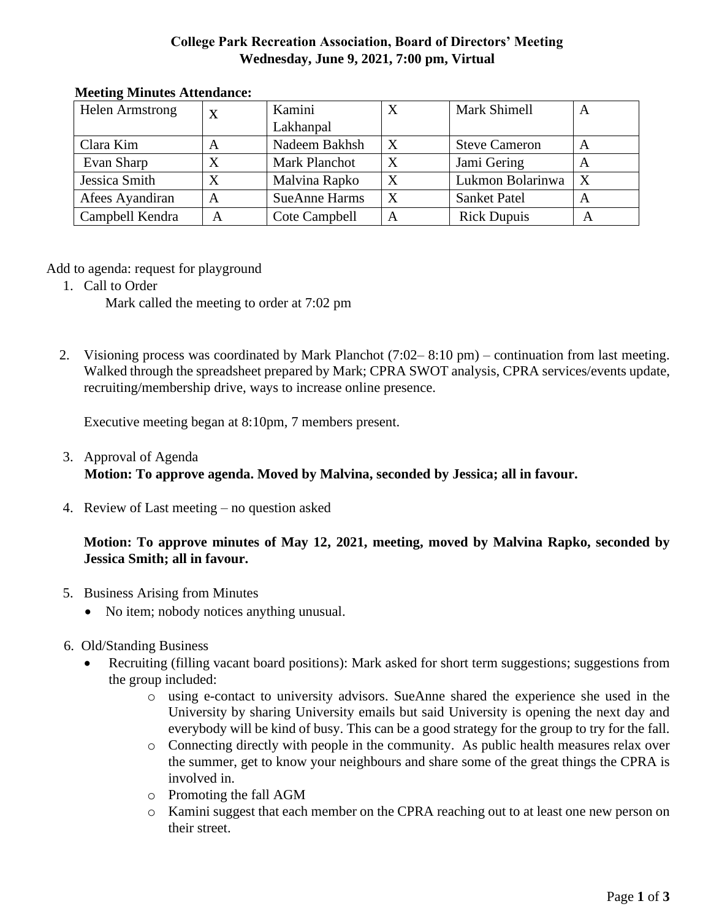**College Park Recreation Association, Board of Directors' Meeting**
**Wednesday, June 9, 2021, 7:00 pm, Virtual**

**Meeting Minutes Attendance:**

| | | | | | |
|---|---|---|---|---|---|
| Helen Armstrong | X | Kamini Lakhanpal | X | Mark Shimell | A |
| Clara Kim | A | Nadeem Bakhsh | X | Steve Cameron | A |
| Evan Sharp | X | Mark Planchot | X | Jami Gering | A |
| Jessica Smith | X | Malvina Rapko | X | Lukmon Bolarinwa | X |
| Afees Ayandiran | A | SueAnne Harms | X | Sanket Patel | A |
| Campbell Kendra | A | Cote Campbell | A | Rick Dupuis | A |

Add to agenda: request for playground

1. Call to Order

   Mark called the meeting to order at 7:02 pm

2. Visioning process was coordinated by Mark Planchot (7:02– 8:10 pm) – continuation from last meeting. Walked through the spreadsheet prepared by Mark; CPRA SWOT analysis, CPRA services/events update, recruiting/membership drive, ways to increase online presence.

   Executive meeting began at 8:10pm, 7 members present.

3. Approval of Agenda

   **Motion: To approve agenda. Moved by Malvina, seconded by Jessica; all in favour.**

4. Review of Last meeting – no question asked

   **Motion: To approve minutes of May 12, 2021, meeting, moved by Malvina Rapko, seconded by Jessica Smith; all in favour.**

5. Business Arising from Minutes
   - No item; nobody notices anything unusual.

6. Old/Standing Business
   - Recruiting (filling vacant board positions): Mark asked for short term suggestions; suggestions from the group included:
     - using e-contact to university advisors. SueAnne shared the experience she used in the University by sharing University emails but said University is opening the next day and everybody will be kind of busy. This can be a good strategy for the group to try for the fall.
     - Connecting directly with people in the community. As public health measures relax over the summer, get to know your neighbours and share some of the great things the CPRA is involved in.
     - Promoting the fall AGM
     - Kamini suggest that each member on the CPRA reaching out to at least one new person on their street.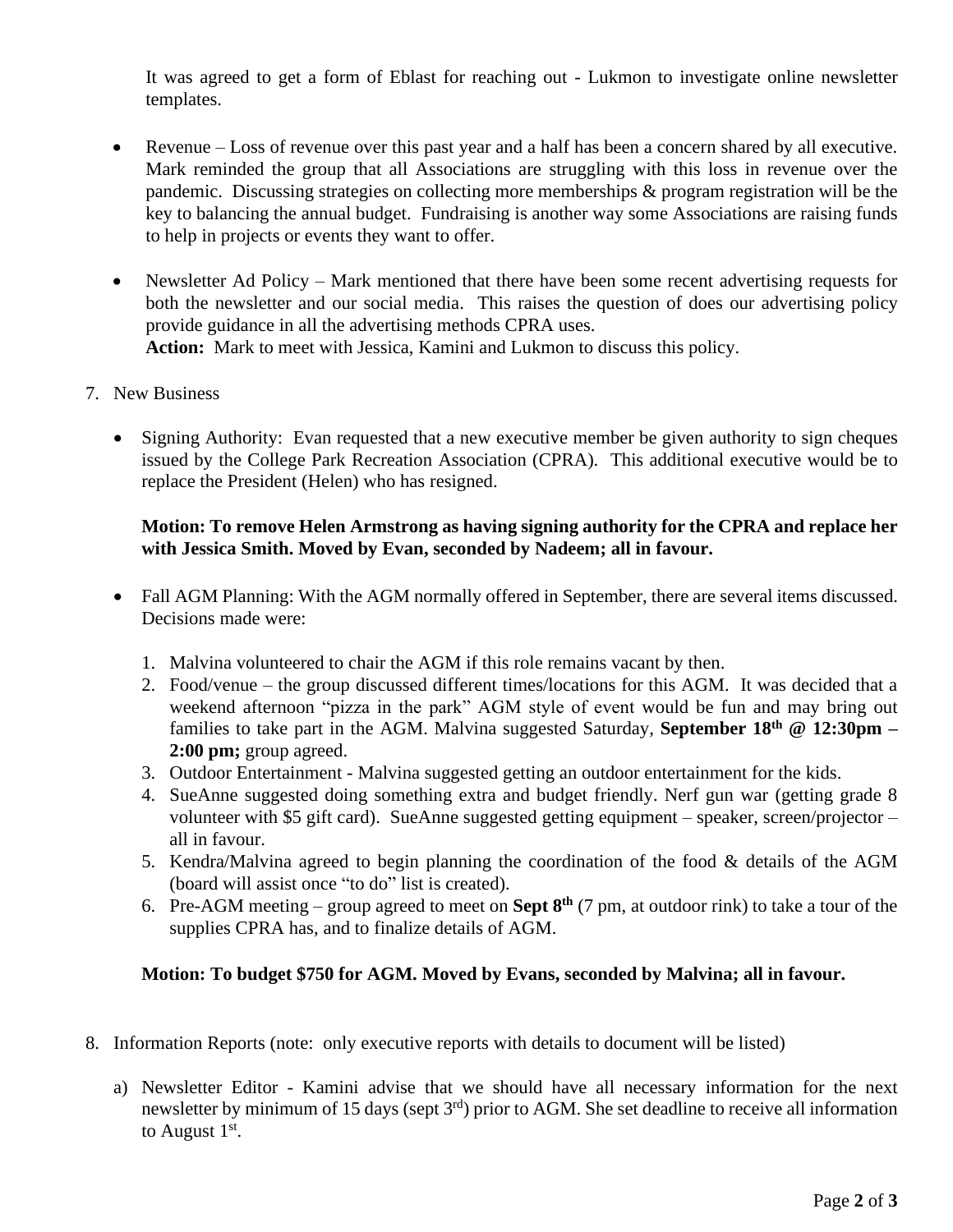It was agreed to get a form of Eblast for reaching out - Lukmon to investigate online newsletter templates.

- Revenue – Loss of revenue over this past year and a half has been a concern shared by all executive. Mark reminded the group that all Associations are struggling with this loss in revenue over the pandemic. Discussing strategies on collecting more memberships & program registration will be the key to balancing the annual budget. Fundraising is another way some Associations are raising funds to help in projects or events they want to offer.

- Newsletter Ad Policy – Mark mentioned that there have been some recent advertising requests for both the newsletter and our social media. This raises the question of does our advertising policy provide guidance in all the advertising methods CPRA uses.
  **Action:** Mark to meet with Jessica, Kamini and Lukmon to discuss this policy.

7. New Business

- Signing Authority: Evan requested that a new executive member be given authority to sign cheques issued by the College Park Recreation Association (CPRA). This additional executive would be to replace the President (Helen) who has resigned.

  **Motion: To remove Helen Armstrong as having signing authority for the CPRA and replace her with Jessica Smith. Moved by Evan, seconded by Nadeem; all in favour.**

- Fall AGM Planning: With the AGM normally offered in September, there are several items discussed. Decisions made were:

  1. Malvina volunteered to chair the AGM if this role remains vacant by then.
  2. Food/venue – the group discussed different times/locations for this AGM. It was decided that a weekend afternoon "pizza in the park" AGM style of event would be fun and may bring out families to take part in the AGM. Malvina suggested Saturday, **September 18th @ 12:30pm – 2:00 pm;** group agreed.
  3. Outdoor Entertainment - Malvina suggested getting an outdoor entertainment for the kids.
  4. SueAnne suggested doing something extra and budget friendly. Nerf gun war (getting grade 8 volunteer with $5 gift card). SueAnne suggested getting equipment – speaker, screen/projector – all in favour.
  5. Kendra/Malvina agreed to begin planning the coordination of the food & details of the AGM (board will assist once "to do" list is created).
  6. Pre-AGM meeting – group agreed to meet on **Sept 8th** (7 pm, at outdoor rink) to take a tour of the supplies CPRA has, and to finalize details of AGM.

  **Motion: To budget $750 for AGM. Moved by Evans, seconded by Malvina; all in favour.**

8. Information Reports (note: only executive reports with details to document will be listed)

   a) Newsletter Editor - Kamini advise that we should have all necessary information for the next newsletter by minimum of 15 days (sept 3rd) prior to AGM. She set deadline to receive all information to August 1st.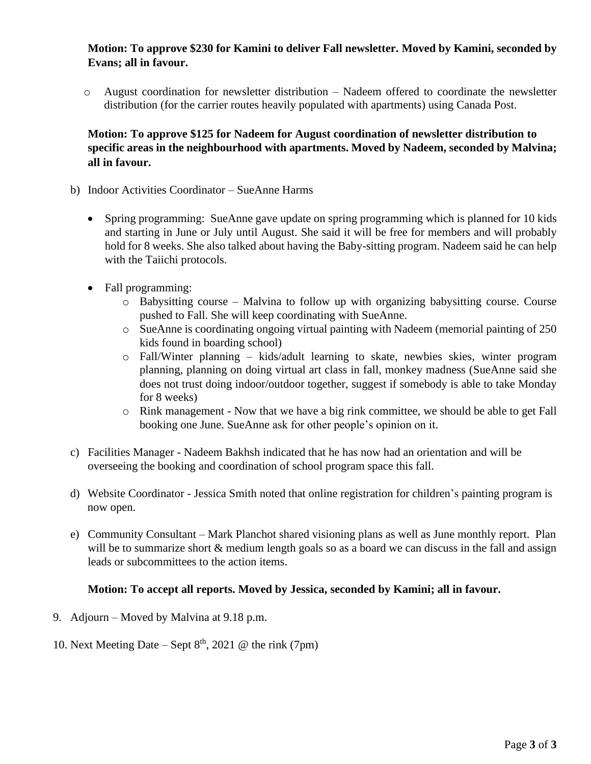**Motion: To approve $230 for Kamini to deliver Fall newsletter. Moved by Kamini, seconded by Evans; all in favour.**

- August coordination for newsletter distribution – Nadeem offered to coordinate the newsletter distribution (for the carrier routes heavily populated with apartments) using Canada Post.

**Motion: To approve $125 for Nadeem for August coordination of newsletter distribution to specific areas in the neighbourhood with apartments. Moved by Nadeem, seconded by Malvina; all in favour.**

b) Indoor Activities Coordinator – SueAnne Harms

- Spring programming: SueAnne gave update on spring programming which is planned for 10 kids and starting in June or July until August. She said it will be free for members and will probably hold for 8 weeks. She also talked about having the Baby-sitting program. Nadeem said he can help with the Taiichi protocols.
- Fall programming:
  - Babysitting course – Malvina to follow up with organizing babysitting course. Course pushed to Fall. She will keep coordinating with SueAnne.
  - SueAnne is coordinating ongoing virtual painting with Nadeem (memorial painting of 250 kids found in boarding school)
  - Fall/Winter planning – kids/adult learning to skate, newbies skies, winter program planning, planning on doing virtual art class in fall, monkey madness (SueAnne said she does not trust doing indoor/outdoor together, suggest if somebody is able to take Monday for 8 weeks)
  - Rink management - Now that we have a big rink committee, we should be able to get Fall booking one June. SueAnne ask for other people's opinion on it.

c) Facilities Manager - Nadeem Bakhsh indicated that he has now had an orientation and will be overseeing the booking and coordination of school program space this fall.

d) Website Coordinator - Jessica Smith noted that online registration for children's painting program is now open.

e) Community Consultant – Mark Planchot shared visioning plans as well as June monthly report. Plan will be to summarize short & medium length goals so as a board we can discuss in the fall and assign leads or subcommittees to the action items.

**Motion: To accept all reports. Moved by Jessica, seconded by Kamini; all in favour.**

9. Adjourn – Moved by Malvina at 9.18 p.m.

10. Next Meeting Date – Sept 8th, 2021 @ the rink (7pm)